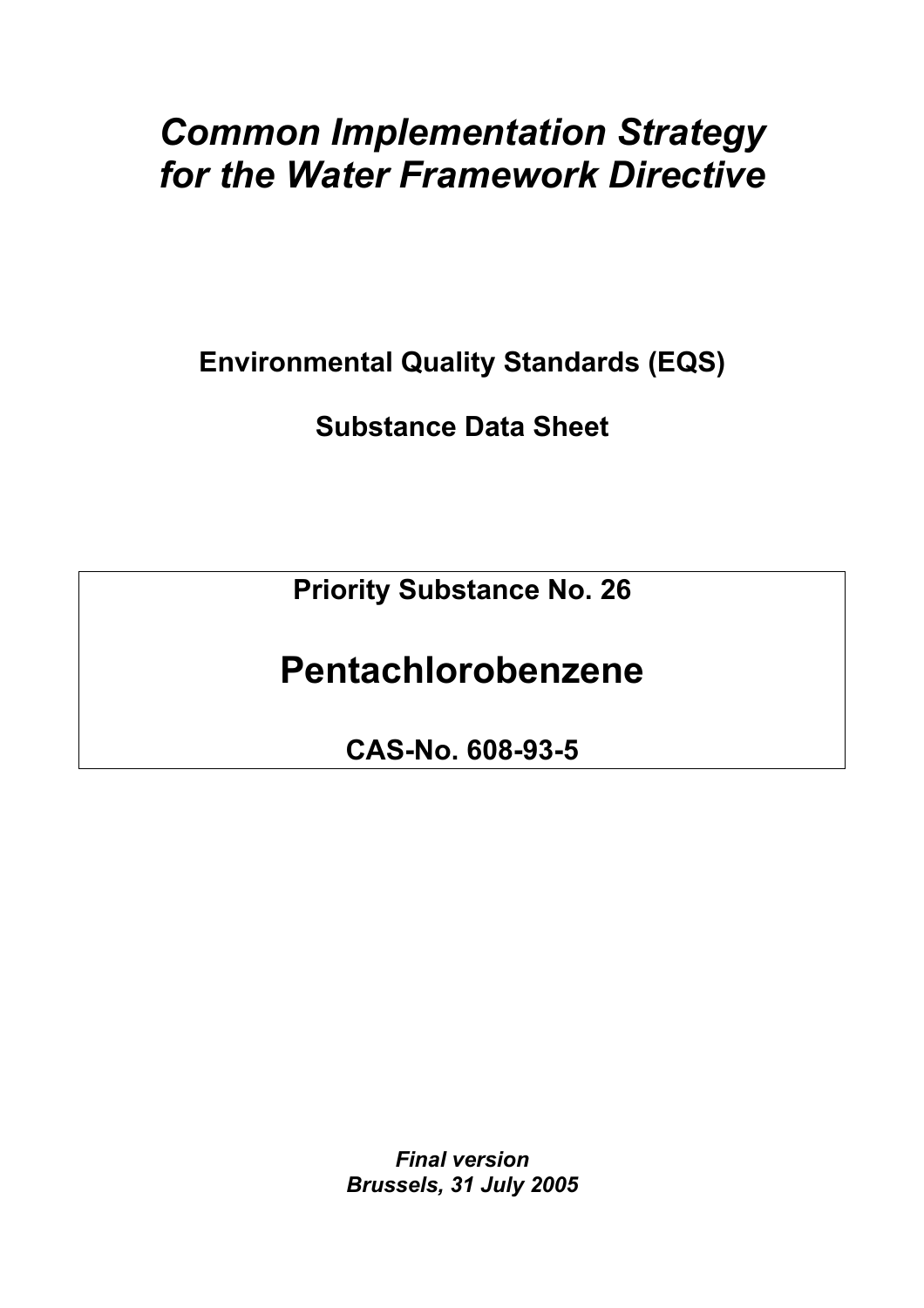# *Common Implementation Strategy for the Water Framework Directive*

**Environmental Quality Standards (EQS)**

**Substance Data Sheet**

**Priority Substance No. 26**

## Pentachlorobenzene

**CAS-No. 608-93-5**

***Final version***
***Brussels, 31 July 2005***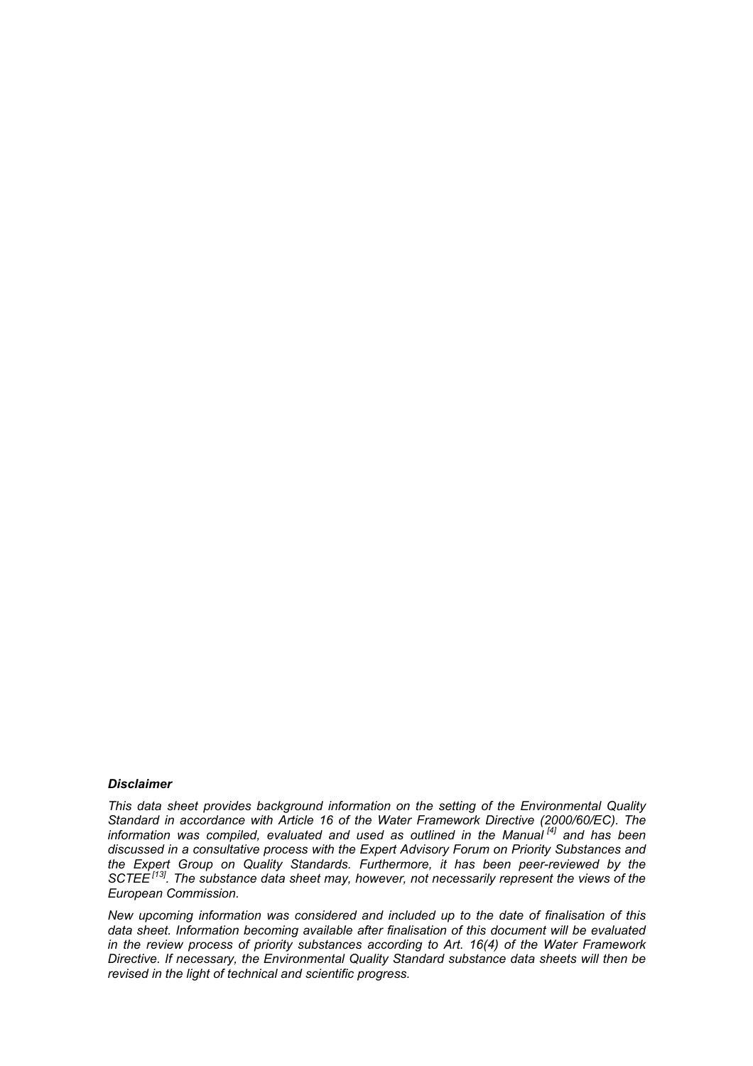***Disclaimer***

*This data sheet provides background information on the setting of the Environmental Quality Standard in accordance with Article 16 of the Water Framework Directive (2000/60/EC). The information was compiled, evaluated and used as outlined in the Manual [4] and has been discussed in a consultative process with the Expert Advisory Forum on Priority Substances and the Expert Group on Quality Standards. Furthermore, it has been peer-reviewed by the SCTEE [13]. The substance data sheet may, however, not necessarily represent the views of the European Commission.*

*New upcoming information was considered and included up to the date of finalisation of this data sheet. Information becoming available after finalisation of this document will be evaluated in the review process of priority substances according to Art. 16(4) of the Water Framework Directive. If necessary, the Environmental Quality Standard substance data sheets will then be revised in the light of technical and scientific progress.*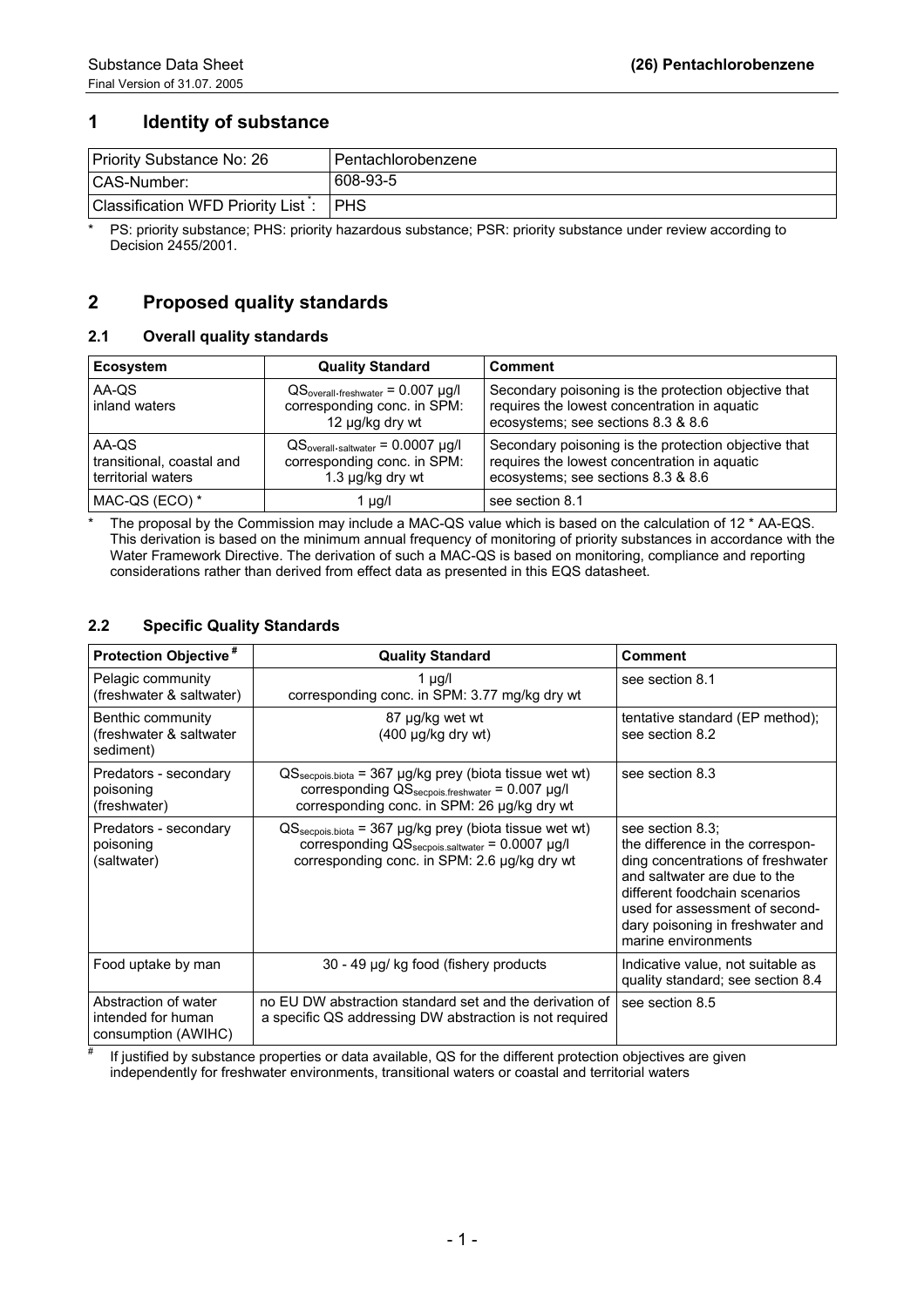## 1 Identity of substance

| Priority Substance No: 26 | Pentachlorobenzene |
|---|---|
| CAS-Number: | 608-93-5 |
| Classification WFD Priority List*: | PHS |

\* PS: priority substance; PHS: priority hazardous substance; PSR: priority substance under review according to Decision 2455/2001.

## 2 Proposed quality standards

### 2.1 Overall quality standards

| Ecosystem | Quality Standard | Comment |
|---|---|---|
| AA-QS inland waters | $QS_{overall\text{-}freshwater}$ = 0.007 µg/l corresponding conc. in SPM: 12 µg/kg dry wt | Secondary poisoning is the protection objective that requires the lowest concentration in aquatic ecosystems; see sections 8.3 & 8.6 |
| AA-QS transitional, coastal and territorial waters | $QS_{overall\text{-}saltwater}$ = 0.0007 µg/l corresponding conc. in SPM: 1.3 µg/kg dry wt | Secondary poisoning is the protection objective that requires the lowest concentration in aquatic ecosystems; see sections 8.3 & 8.6 |
| MAC-QS (ECO) * | 1 µg/l | see section 8.1 |

\* The proposal by the Commission may include a MAC-QS value which is based on the calculation of 12 * AA-EQS. This derivation is based on the minimum annual frequency of monitoring of priority substances in accordance with the Water Framework Directive. The derivation of such a MAC-QS is based on monitoring, compliance and reporting considerations rather than derived from effect data as presented in this EQS datasheet.

### 2.2 Specific Quality Standards

| Protection Objective # | Quality Standard | Comment |
|---|---|---|
| Pelagic community (freshwater & saltwater) | 1 µg/l corresponding conc. in SPM: 3.77 mg/kg dry wt | see section 8.1 |
| Benthic community (freshwater & saltwater sediment) | 87 µg/kg wet wt (400 µg/kg dry wt) | tentative standard (EP method); see section 8.2 |
| Predators - secondary poisoning (freshwater) | $QS_{secpois.biota}$ = 367 µg/kg prey (biota tissue wet wt) corresponding $QS_{secpois.freshwater}$ = 0.007 µg/l corresponding conc. in SPM: 26 µg/kg dry wt | see section 8.3 |
| Predators - secondary poisoning (saltwater) | $QS_{secpois.biota}$ = 367 µg/kg prey (biota tissue wet wt) corresponding $QS_{secpois.saltwater}$ = 0.0007 µg/l corresponding conc. in SPM: 2.6 µg/kg dry wt | see section 8.3; the difference in the corresponding concentrations of freshwater and saltwater are due to the different foodchain scenarios used for assessment of secondary poisoning in freshwater and marine environments |
| Food uptake by man | 30 - 49 µg/ kg food (fishery products | Indicative value, not suitable as quality standard; see section 8.4 |
| Abstraction of water intended for human consumption (AWIHC) | no EU DW abstraction standard set and the derivation of a specific QS addressing DW abstraction is not required | see section 8.5 |

\# If justified by substance properties or data available, QS for the different protection objectives are given independently for freshwater environments, transitional waters or coastal and territorial waters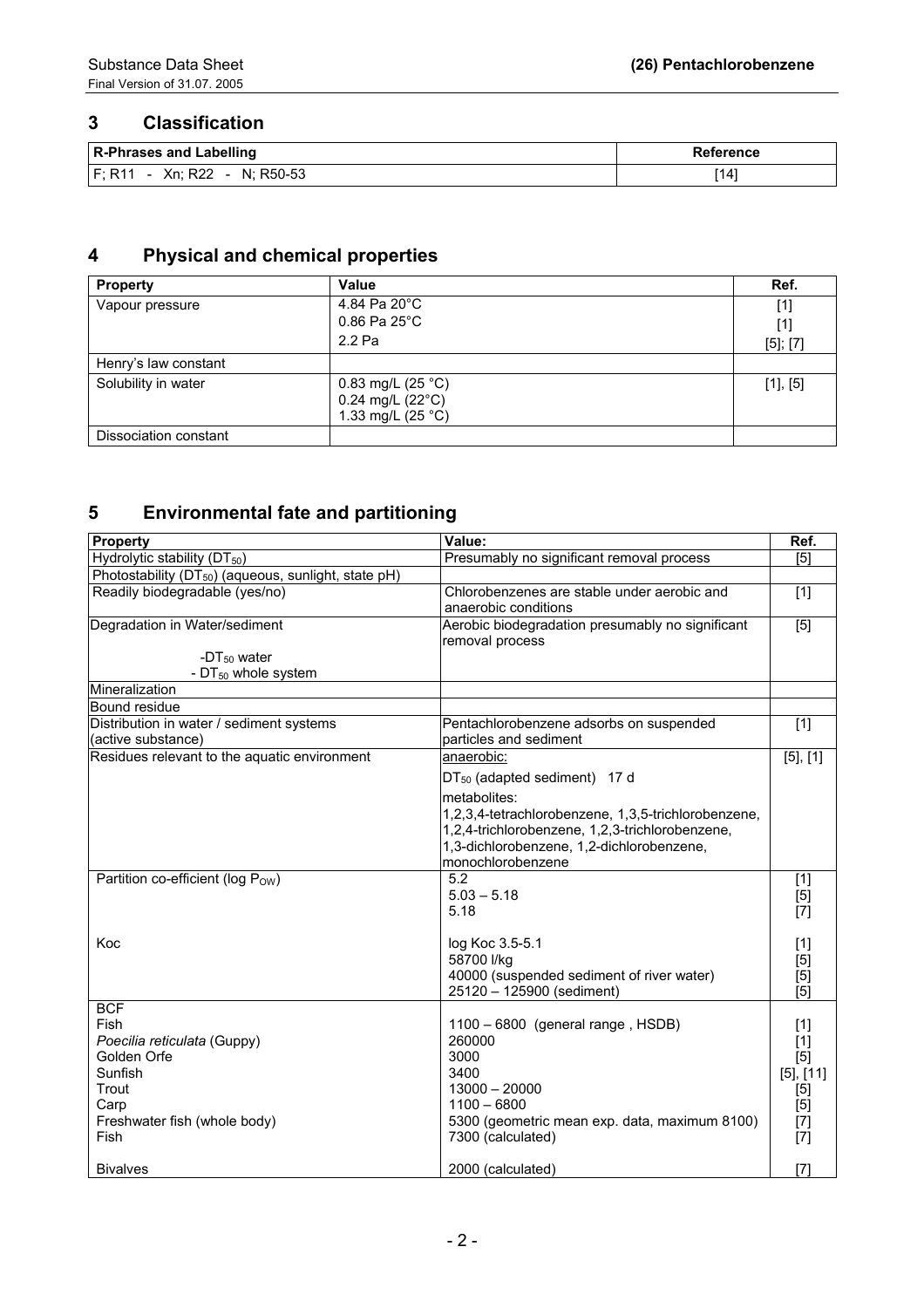## 3 Classification

| R-Phrases and Labelling | Reference |
|---|---|
| F; R11 - Xn; R22 - N; R50-53 | [14] |

## 4 Physical and chemical properties

| Property | Value | Ref. |
|---|---|---|
| Vapour pressure | 4.84 Pa 20°C<br>0.86 Pa 25°C<br>2.2 Pa | [1]<br>[1]<br>[5]; [7] |
| Henry's law constant | | |
| Solubility in water | 0.83 mg/L (25 °C)<br>0.24 mg/L (22°C)<br>1.33 mg/L (25 °C) | [1], [5] |
| Dissociation constant | | |

## 5 Environmental fate and partitioning

| Property | Value: | Ref. |
|---|---|---|
| Hydrolytic stability ($DT_{50}$) | Presumably no significant removal process | [5] |
| Photostability ($DT_{50}$) (aqueous, sunlight, state pH) | | |
| Readily biodegradable (yes/no) | Chlorobenzenes are stable under aerobic and anaerobic conditions | [1] |
| Degradation in Water/sediment<br>-$DT_{50}$ water<br>- $DT_{50}$ whole system | Aerobic biodegradation presumably no significant removal process | [5] |
| Mineralization | | |
| Bound residue | | |
| Distribution in water / sediment systems (active substance) | Pentachlorobenzene adsorbs on suspended particles and sediment | [1] |
| Residues relevant to the aquatic environment | anaerobic:<br>$DT_{50}$ (adapted sediment) 17 d<br>metabolites:<br>1,2,3,4-tetrachlorobenzene, 1,3,5-trichlorobenzene, 1,2,4-trichlorobenzene, 1,2,3-trichlorobenzene, 1,3-dichlorobenzene, 1,2-dichlorobenzene, monochlorobenzene | [5], [1] |
| Partition co-efficient (log $P_{OW}$) | 5.2<br>5.03 – 5.18<br>5.18 | [1]<br>[5]<br>[7] |
| Koc | log Koc 3.5-5.1<br>58700 l/kg<br>40000 (suspended sediment of river water)<br>25120 – 125900 (sediment) | [1]<br>[5]<br>[5]<br>[5] |
| BCF<br>Fish<br>*Poecilia reticulata* (Guppy)<br>Golden Orfe<br>Sunfish<br>Trout<br>Carp<br>Freshwater fish (whole body)<br>Fish<br><br>Bivalves | <br>1100 – 6800 (general range , HSDB)<br>260000<br>3000<br>3400<br>13000 – 20000<br>1100 – 6800<br>5300 (geometric mean exp. data, maximum 8100)<br>7300 (calculated)<br><br>2000 (calculated) | <br>[1]<br>[1]<br>[5]<br>[5], [11]<br>[5]<br>[5]<br>[7]<br>[7]<br><br>[7] |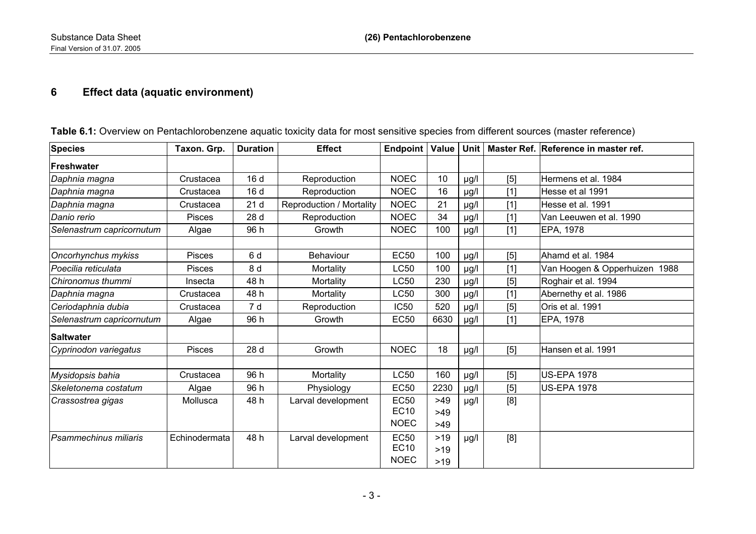# 6 Effect data (aquatic environment)

**Table 6.1:** Overview on Pentachlorobenzene aquatic toxicity data for most sensitive species from different sources (master reference)

| Species | Taxon. Grp. | Duration | Effect | Endpoint | Value | Unit | Master Ref. | Reference in master ref. |
|---|---|---|---|---|---|---|---|---|
| **Freshwater** | | | | | | | | |
| *Daphnia magna* | Crustacea | 16 d | Reproduction | NOEC | 10 | µg/l | [5] | Hermens et al. 1984 |
| *Daphnia magna* | Crustacea | 16 d | Reproduction | NOEC | 16 | µg/l | [1] | Hesse et al 1991 |
| *Daphnia magna* | Crustacea | 21 d | Reproduction / Mortality | NOEC | 21 | µg/l | [1] | Hesse et al. 1991 |
| *Danio rerio* | Pisces | 28 d | Reproduction | NOEC | 34 | µg/l | [1] | Van Leeuwen et al. 1990 |
| *Selenastrum capricornutum* | Algae | 96 h | Growth | NOEC | 100 | µg/l | [1] | EPA, 1978 |
| | | | | | | | | |
| *Oncorhynchus mykiss* | Pisces | 6 d | Behaviour | EC50 | 100 | µg/l | [5] | Ahamd et al. 1984 |
| *Poecilia reticulata* | Pisces | 8 d | Mortality | LC50 | 100 | µg/l | [1] | Van Hoogen & Opperhuizen 1988 |
| *Chironomus thummi* | Insecta | 48 h | Mortality | LC50 | 230 | µg/l | [5] | Roghair et al. 1994 |
| *Daphnia magna* | Crustacea | 48 h | Mortality | LC50 | 300 | µg/l | [1] | Abernethy et al. 1986 |
| *Ceriodaphnia dubia* | Crustacea | 7 d | Reproduction | IC50 | 520 | µg/l | [5] | Oris et al. 1991 |
| *Selenastrum capricornutum* | Algae | 96 h | Growth | EC50 | 6630 | µg/l | [1] | EPA, 1978 |
| **Saltwater** | | | | | | | | |
| *Cyprinodon variegatus* | Pisces | 28 d | Growth | NOEC | 18 | µg/l | [5] | Hansen et al. 1991 |
| | | | | | | | | |
| *Mysidopsis bahia* | Crustacea | 96 h | Mortality | LC50 | 160 | µg/l | [5] | US-EPA 1978 |
| *Skeletonema costatum* | Algae | 96 h | Physiology | EC50 | 2230 | µg/l | [5] | US-EPA 1978 |
| *Crassostrea gigas* | Mollusca | 48 h | Larval development | EC50<br>EC10<br>NOEC | >49<br>>49<br>>49 | µg/l | [8] | |
| *Psammechinus miliaris* | Echinodermata | 48 h | Larval development | EC50<br>EC10<br>NOEC | >19<br>>19<br>>19 | µg/l | [8] | |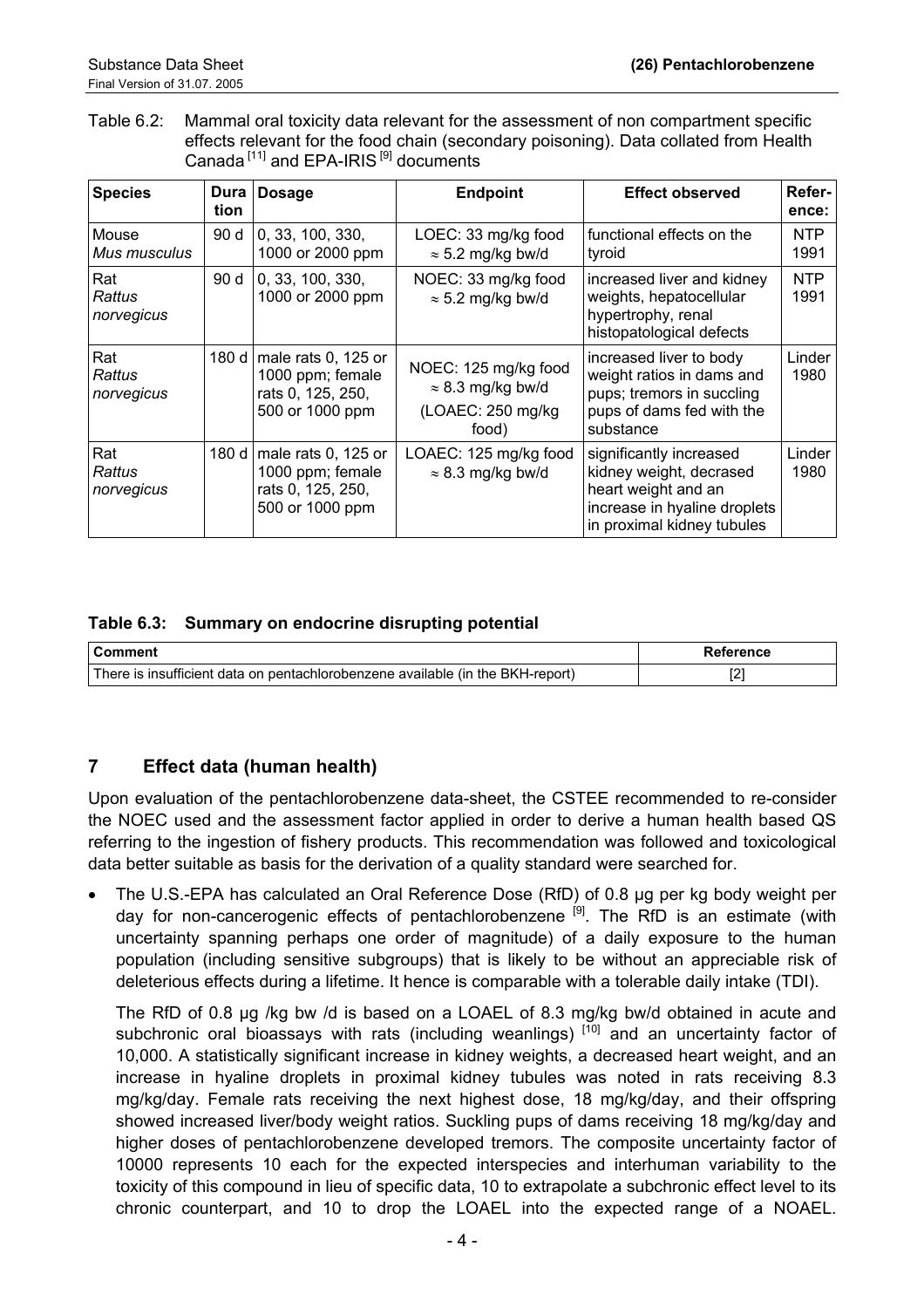Table 6.2: Mammal oral toxicity data relevant for the assessment of non compartment specific effects relevant for the food chain (secondary poisoning). Data collated from Health Canada [11] and EPA-IRIS [9] documents

| Species | Duration | Dosage | Endpoint | Effect observed | Reference: |
|---|---|---|---|---|---|
| Mouse *Mus musculus* | 90 d | 0, 33, 100, 330, 1000 or 2000 ppm | LOEC: 33 mg/kg food ≈ 5.2 mg/kg bw/d | functional effects on the tyroid | NTP 1991 |
| Rat *Rattus norvegicus* | 90 d | 0, 33, 100, 330, 1000 or 2000 ppm | NOEC: 33 mg/kg food ≈ 5.2 mg/kg bw/d | increased liver and kidney weights, hepatocellular hypertrophy, renal histopatological defects | NTP 1991 |
| Rat *Rattus norvegicus* | 180 d | male rats 0, 125 or 1000 ppm; female rats 0, 125, 250, 500 or 1000 ppm | NOEC: 125 mg/kg food ≈ 8.3 mg/kg bw/d (LOAEC: 250 mg/kg food) | increased liver to body weight ratios in dams and pups; tremors in succling pups of dams fed with the substance | Linder 1980 |
| Rat *Rattus norvegicus* | 180 d | male rats 0, 125 or 1000 ppm; female rats 0, 125, 250, 500 or 1000 ppm | LOAEC: 125 mg/kg food ≈ 8.3 mg/kg bw/d | significantly increased kidney weight, decrased heart weight and an increase in hyaline droplets in proximal kidney tubules | Linder 1980 |

**Table 6.3: Summary on endocrine disrupting potential**

| Comment | Reference |
|---|---|
| There is insufficient data on pentachlorobenzene available (in the BKH-report) | [2] |

## 7 Effect data (human health)

Upon evaluation of the pentachlorobenzene data-sheet, the CSTEE recommended to re-consider the NOEC used and the assessment factor applied in order to derive a human health based QS referring to the ingestion of fishery products. This recommendation was followed and toxicological data better suitable as basis for the derivation of a quality standard were searched for.

- The U.S.-EPA has calculated an Oral Reference Dose (RfD) of 0.8 µg per kg body weight per day for non-cancerogenic effects of pentachlorobenzene [9]. The RfD is an estimate (with uncertainty spanning perhaps one order of magnitude) of a daily exposure to the human population (including sensitive subgroups) that is likely to be without an appreciable risk of deleterious effects during a lifetime. It hence is comparable with a tolerable daily intake (TDI).

  The RfD of 0.8 µg /kg bw /d is based on a LOAEL of 8.3 mg/kg bw/d obtained in acute and subchronic oral bioassays with rats (including weanlings) [10] and an uncertainty factor of 10,000. A statistically significant increase in kidney weights, a decreased heart weight, and an increase in hyaline droplets in proximal kidney tubules was noted in rats receiving 8.3 mg/kg/day. Female rats receiving the next highest dose, 18 mg/kg/day, and their offspring showed increased liver/body weight ratios. Suckling pups of dams receiving 18 mg/kg/day and higher doses of pentachlorobenzene developed tremors. The composite uncertainty factor of 10000 represents 10 each for the expected interspecies and interhuman variability to the toxicity of this compound in lieu of specific data, 10 to extrapolate a subchronic effect level to its chronic counterpart, and 10 to drop the LOAEL into the expected range of a NOAEL.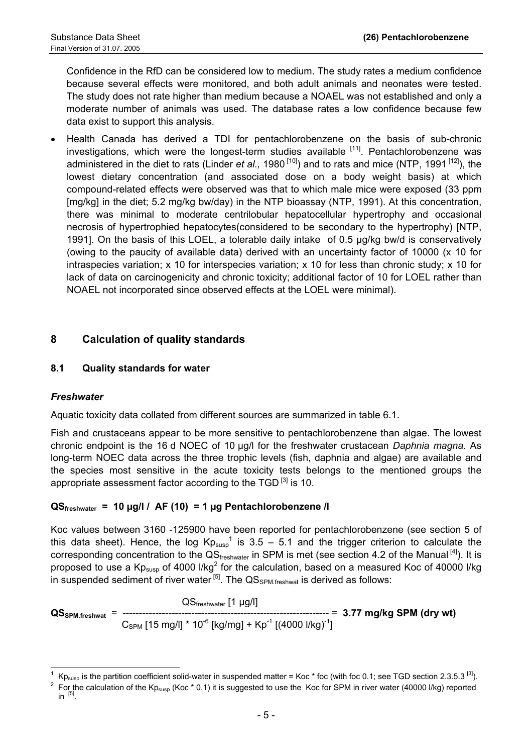Confidence in the RfD can be considered low to medium. The study rates a medium confidence because several effects were monitored, and both adult animals and neonates were tested. The study does not rate higher than medium because a NOAEL was not established and only a moderate number of animals was used. The database rates a low confidence because few data exist to support this analysis.

- Health Canada has derived a TDI for pentachlorobenzene on the basis of sub-chronic investigations, which were the longest-term studies available [11]. Pentachlorobenzene was administered in the diet to rats (Linder *et al.,* 1980 [10]) and to rats and mice (NTP, 1991 [12]), the lowest dietary concentration (and associated dose on a body weight basis) at which compound-related effects were observed was that to which male mice were exposed (33 ppm [mg/kg] in the diet; 5.2 mg/kg bw/day) in the NTP bioassay (NTP, 1991). At this concentration, there was minimal to moderate centrilobular hepatocellular hypertrophy and occasional necrosis of hypertrophied hepatocytes(considered to be secondary to the hypertrophy) [NTP, 1991]. On the basis of this LOEL, a tolerable daily intake of 0.5 µg/kg bw/d is conservatively (owing to the paucity of available data) derived with an uncertainty factor of 10000 (x 10 for intraspecies variation; x 10 for interspecies variation; x 10 for less than chronic study; x 10 for lack of data on carcinogenicity and chronic toxicity; additional factor of 10 for LOEL rather than NOAEL not incorporated since observed effects at the LOEL were minimal).

# 8 Calculation of quality standards

## 8.1 Quality standards for water

### *Freshwater*

Aquatic toxicity data collated from different sources are summarized in table 6.1.

Fish and crustaceans appear to be more sensitive to pentachlorobenzene than algae. The lowest chronic endpoint is the 16 d NOEC of 10 µg/l for the freshwater crustacean *Daphnia magna*. As long-term NOEC data across the three trophic levels (fish, daphnia and algae) are available and the species most sensitive in the acute toxicity tests belongs to the mentioned groups the appropriate assessment factor according to the TGD [3] is 10.

**$QS_{freshwater}$ = 10 µg/l / AF (10) = 1 µg Pentachlorobenzene /l**

Koc values between 3160 -125900 have been reported for pentachlorobenzene (see section 5 of this data sheet). Hence, the log $Kp_{susp}$ [1] is 3.5 – 5.1 and the trigger criterion to calculate the corresponding concentration to the $QS_{freshwater}$ in SPM is met (see section 4.2 of the Manual [4]). It is proposed to use a $Kp_{susp}$ of 4000 l/kg [2] for the calculation, based on a measured Koc of 40000 l/kg in suspended sediment of river water [5]. The $QS_{SPM.freshwat}$ is derived as follows:

$$QS_{SPM.freshwat} = \frac{QS_{freshwater}\ [1\ \mu g/l]}{C_{SPM}\ [15\ mg/l] \cdot 10^{-6}\ [kg/mg] + Kp^{-1}\ [(4000\ l/kg)^{-1}]} = \mathbf{3.77\ mg/kg\ SPM\ (dry\ wt)}$$

---

[1] $Kp_{susp}$ is the partition coefficient solid-water in suspended matter = Koc * foc (with foc 0.1; see TGD section 2.3.5.3 [3]).

[2] For the calculation of the $Kp_{susp}$ (Koc * 0.1) it is suggested to use the Koc for SPM in river water (40000 l/kg) reported in [5].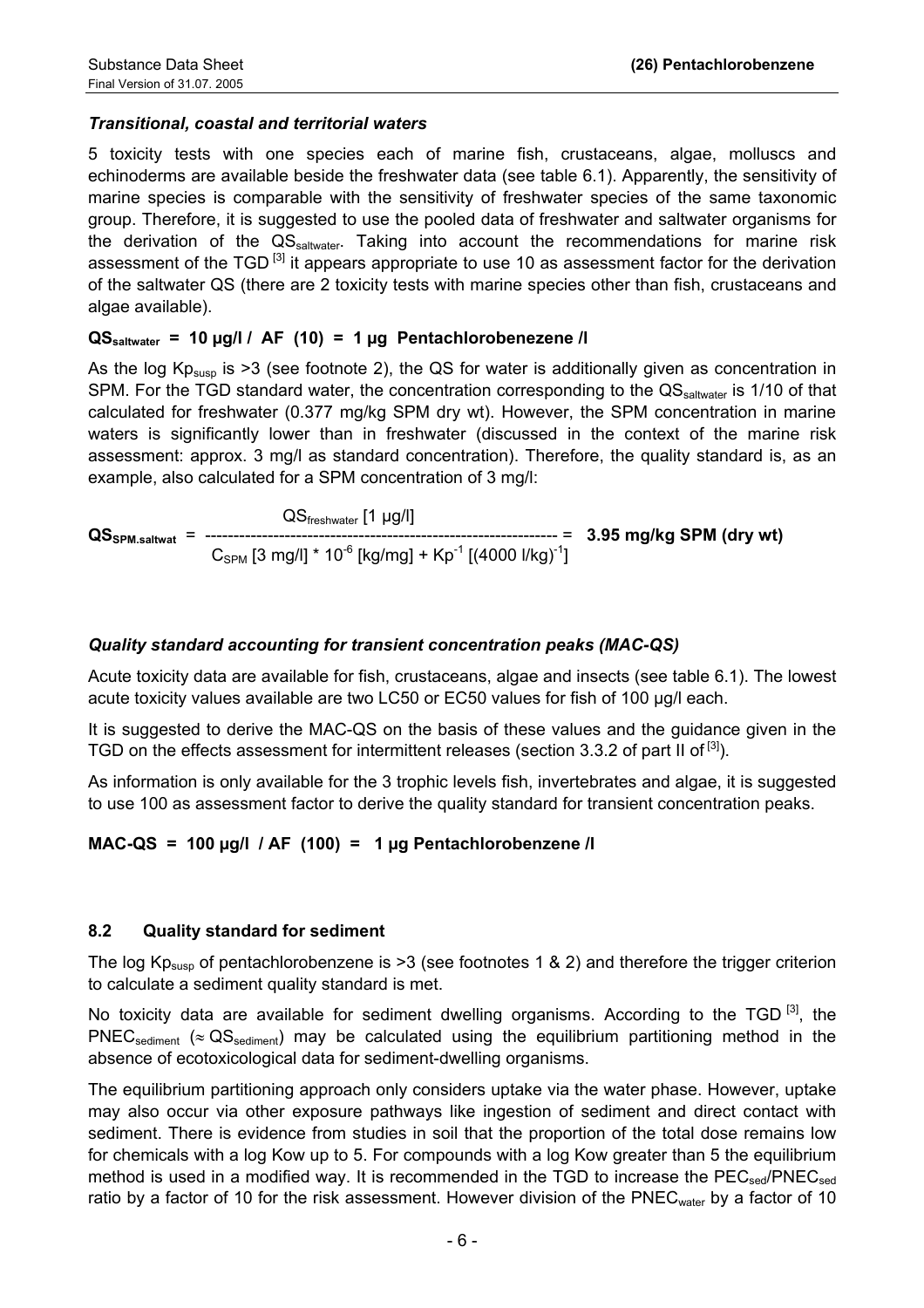### *Transitional, coastal and territorial waters*

5 toxicity tests with one species each of marine fish, crustaceans, algae, molluscs and echinoderms are available beside the freshwater data (see table 6.1). Apparently, the sensitivity of marine species is comparable with the sensitivity of freshwater species of the same taxonomic group. Therefore, it is suggested to use the pooled data of freshwater and saltwater organisms for the derivation of the $QS_{saltwater}$. Taking into account the recommendations for marine risk assessment of the TGD [3] it appears appropriate to use 10 as assessment factor for the derivation of the saltwater QS (there are 2 toxicity tests with marine species other than fish, crustaceans and algae available).

**$QS_{saltwater}$ = 10 µg/l / AF (10) = 1 µg Pentachlorobenezene /l**

As the log $Kp_{susp}$ is >3 (see footnote 2), the QS for water is additionally given as concentration in SPM. For the TGD standard water, the concentration corresponding to the $QS_{saltwater}$ is 1/10 of that calculated for freshwater (0.377 mg/kg SPM dry wt). However, the SPM concentration in marine waters is significantly lower than in freshwater (discussed in the context of the marine risk assessment: approx. 3 mg/l as standard concentration). Therefore, the quality standard is, as an example, also calculated for a SPM concentration of 3 mg/l:

$$QS_{SPM.saltwat} = \frac{QS_{freshwater}\ [1\ \mu g/l]}{C_{SPM}\ [3\ mg/l] * 10^{-6}\ [kg/mg] + Kp^{-1}\ [(4000\ l/kg)^{-1}]} = \mathbf{3.95\ mg/kg\ SPM\ (dry\ wt)}$$

### *Quality standard accounting for transient concentration peaks (MAC-QS)*

Acute toxicity data are available for fish, crustaceans, algae and insects (see table 6.1). The lowest acute toxicity values available are two LC50 or EC50 values for fish of 100 µg/l each.

It is suggested to derive the MAC-QS on the basis of these values and the guidance given in the TGD on the effects assessment for intermittent releases (section 3.3.2 of part II of [3]).

As information is only available for the 3 trophic levels fish, invertebrates and algae, it is suggested to use 100 as assessment factor to derive the quality standard for transient concentration peaks.

**MAC-QS = 100 µg/l / AF (100) = 1 µg Pentachlorobenzene /l**

## 8.2 Quality standard for sediment

The log $Kp_{susp}$ of pentachlorobenzene is >3 (see footnotes 1 & 2) and therefore the trigger criterion to calculate a sediment quality standard is met.

No toxicity data are available for sediment dwelling organisms. According to the TGD [3], the $PNEC_{sediment}$ ($\approx QS_{sediment}$) may be calculated using the equilibrium partitioning method in the absence of ecotoxicological data for sediment-dwelling organisms.

The equilibrium partitioning approach only considers uptake via the water phase. However, uptake may also occur via other exposure pathways like ingestion of sediment and direct contact with sediment. There is evidence from studies in soil that the proportion of the total dose remains low for chemicals with a log Kow up to 5. For compounds with a log Kow greater than 5 the equilibrium method is used in a modified way. It is recommended in the TGD to increase the $PEC_{sed}/PNEC_{sed}$ ratio by a factor of 10 for the risk assessment. However division of the $PNEC_{water}$ by a factor of 10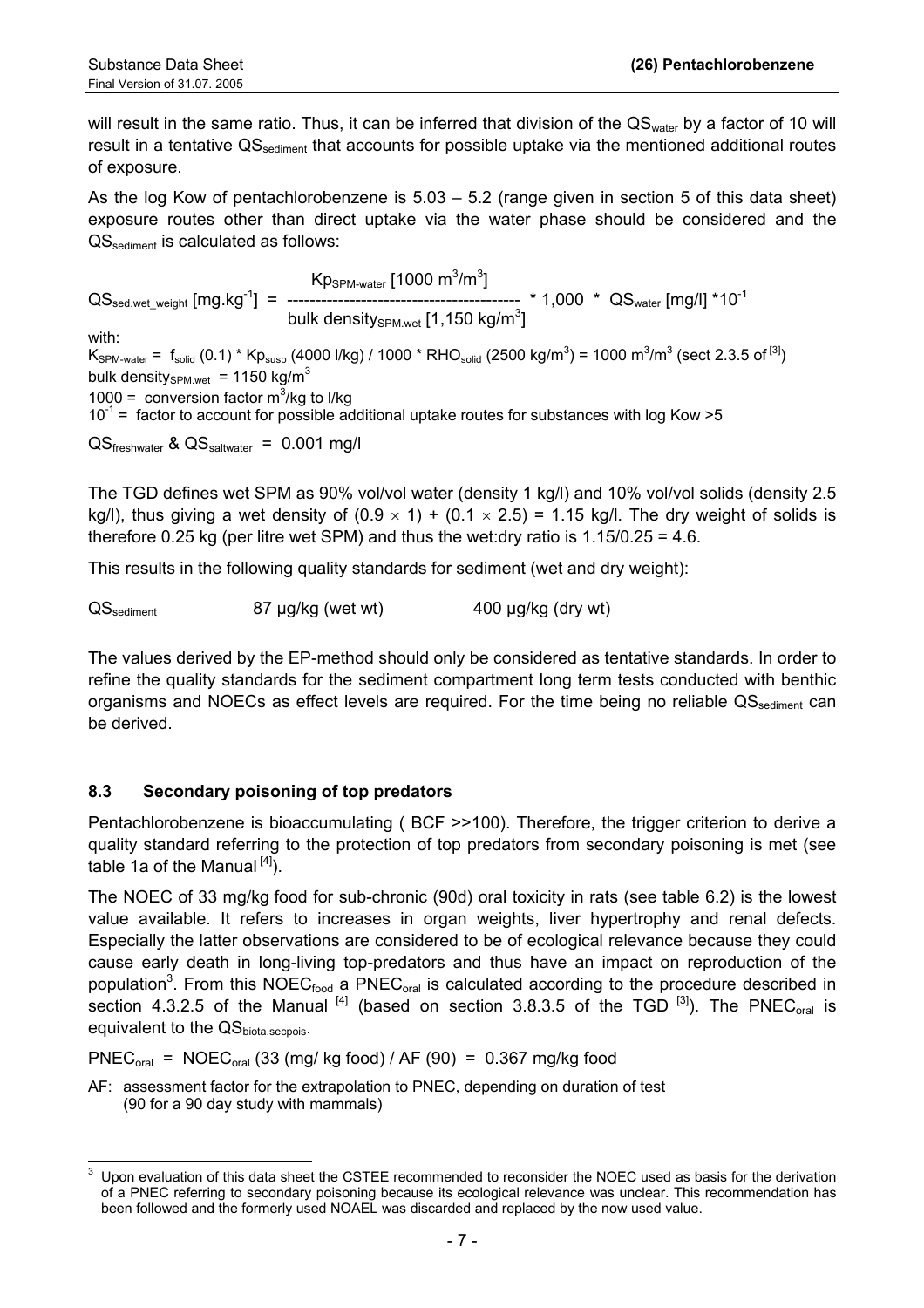will result in the same ratio. Thus, it can be inferred that division of the $QS_{water}$ by a factor of 10 will result in a tentative $QS_{sediment}$ that accounts for possible uptake via the mentioned additional routes of exposure.

As the log Kow of pentachlorobenzene is 5.03 – 5.2 (range given in section 5 of this data sheet) exposure routes other than direct uptake via the water phase should be considered and the $QS_{sediment}$ is calculated as follows:

$$QS_{sed.wet\_weight}\ [mg.kg^{-1}] = \frac{Kp_{SPM\text{-}water}\ [1000\ m^3/m^3]}{\text{bulk density}_{SPM.wet}\ [1,150\ kg/m^3]} * 1,000 * QS_{water}\ [mg/l] * 10^{-1}$$

with:

$K_{SPM\text{-}water} = f_{solid}\ (0.1) * Kp_{susp}\ (4000\ l/kg) / 1000 * RHO_{solid}\ (2500\ kg/m^3) = 1000\ m^3/m^3$ (sect 2.3.5 of [3])

bulk $density_{SPM.wet} = 1150\ kg/m^3$

1000 = conversion factor $m^3/kg$ to l/kg

$10^{-1}$ = factor to account for possible additional uptake routes for substances with log Kow >5

$QS_{freshwater}$ & $QS_{saltwater}$ = 0.001 mg/l

The TGD defines wet SPM as 90% vol/vol water (density 1 kg/l) and 10% vol/vol solids (density 2.5 kg/l), thus giving a wet density of $(0.9 \times 1) + (0.1 \times 2.5) = 1.15$ kg/l. The dry weight of solids is therefore 0.25 kg (per litre wet SPM) and thus the wet:dry ratio is 1.15/0.25 = 4.6.

This results in the following quality standards for sediment (wet and dry weight):

| | | |
|---|---|---|
| $QS_{sediment}$ | 87 µg/kg (wet wt) | 400 µg/kg (dry wt) |

The values derived by the EP-method should only be considered as tentative standards. In order to refine the quality standards for the sediment compartment long term tests conducted with benthic organisms and NOECs as effect levels are required. For the time being no reliable $QS_{sediment}$ can be derived.

### 8.3 Secondary poisoning of top predators

Pentachlorobenzene is bioaccumulating ( BCF >>100). Therefore, the trigger criterion to derive a quality standard referring to the protection of top predators from secondary poisoning is met (see table 1a of the Manual [4]).

The NOEC of 33 mg/kg food for sub-chronic (90d) oral toxicity in rats (see table 6.2) is the lowest value available. It refers to increases in organ weights, liver hypertrophy and renal defects. Especially the latter observations are considered to be of ecological relevance because they could cause early death in long-living top-predators and thus have an impact on reproduction of the population[3]. From this $NOEC_{food}$ a $PNEC_{oral}$ is calculated according to the procedure described in section 4.3.2.5 of the Manual [4] (based on section 3.8.3.5 of the TGD [3]). The $PNEC_{oral}$ is equivalent to the $QS_{biota.secpois}$.

$PNEC_{oral} = NOEC_{oral}$ (33 (mg/ kg food) / AF (90) = 0.367 mg/kg food

AF: assessment factor for the extrapolation to PNEC, depending on duration of test (90 for a 90 day study with mammals)

---

[3] Upon evaluation of this data sheet the CSTEE recommended to reconsider the NOEC used as basis for the derivation of a PNEC referring to secondary poisoning because its ecological relevance was unclear. This recommendation has been followed and the formerly used NOAEL was discarded and replaced by the now used value.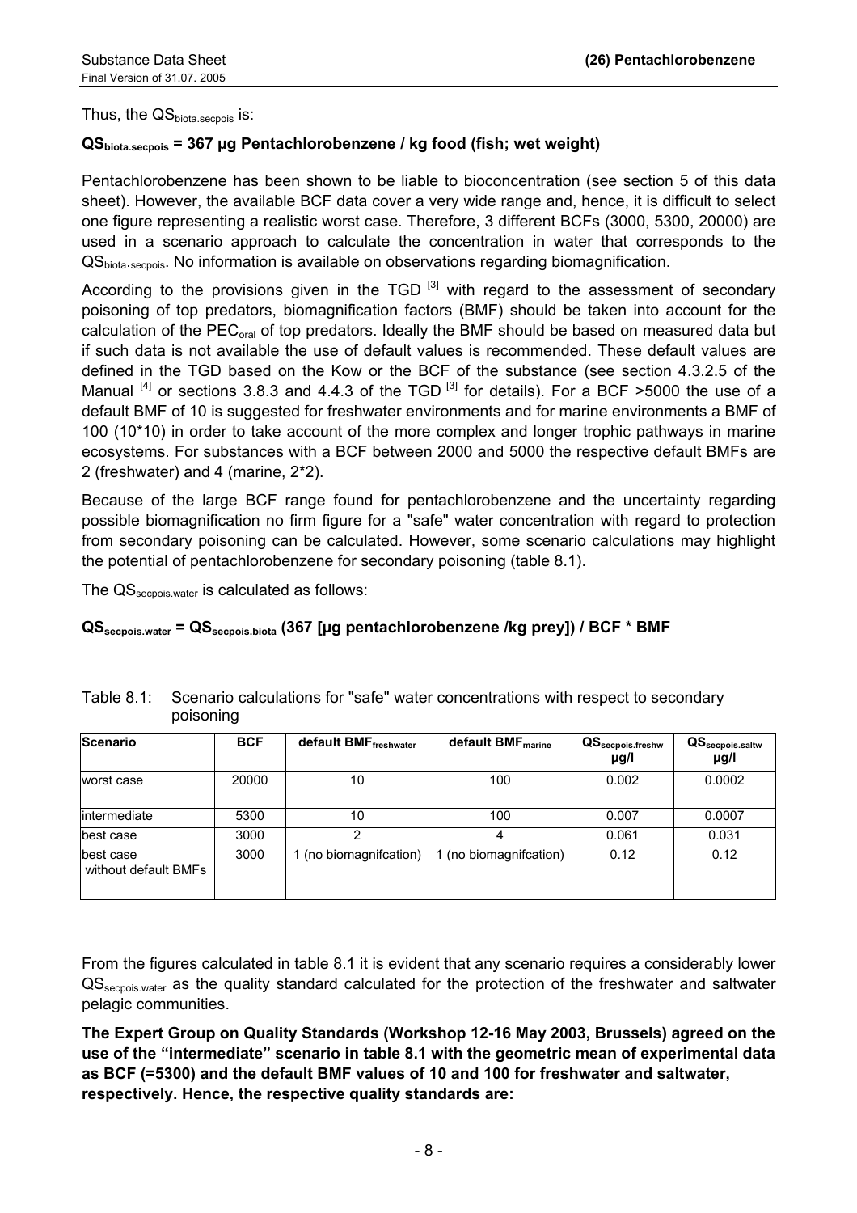Thus, the $QS_{biota.secpois}$ is:

**$QS_{biota.secpois}$ = 367 µg Pentachlorobenzene / kg food (fish; wet weight)**

Pentachlorobenzene has been shown to be liable to bioconcentration (see section 5 of this data sheet). However, the available BCF data cover a very wide range and, hence, it is difficult to select one figure representing a realistic worst case. Therefore, 3 different BCFs (3000, 5300, 20000) are used in a scenario approach to calculate the concentration in water that corresponds to the $QS_{biota.secpois}$. No information is available on observations regarding biomagnification.

According to the provisions given in the TGD [3] with regard to the assessment of secondary poisoning of top predators, biomagnification factors (BMF) should be taken into account for the calculation of the $PEC_{oral}$ of top predators. Ideally the BMF should be based on measured data but if such data is not available the use of default values is recommended. These default values are defined in the TGD based on the Kow or the BCF of the substance (see section 4.3.2.5 of the Manual [4] or sections 3.8.3 and 4.4.3 of the TGD [3] for details). For a BCF >5000 the use of a default BMF of 10 is suggested for freshwater environments and for marine environments a BMF of 100 (10*10) in order to take account of the more complex and longer trophic pathways in marine ecosystems. For substances with a BCF between 2000 and 5000 the respective default BMFs are 2 (freshwater) and 4 (marine, 2*2).

Because of the large BCF range found for pentachlorobenzene and the uncertainty regarding possible biomagnification no firm figure for a "safe" water concentration with regard to protection from secondary poisoning can be calculated. However, some scenario calculations may highlight the potential of pentachlorobenzene for secondary poisoning (table 8.1).

The $QS_{secpois.water}$ is calculated as follows:

**$QS_{secpois.water}$ = $QS_{secpois.biota}$ (367 [µg pentachlorobenzene /kg prey]) / BCF * BMF**

Table 8.1: Scenario calculations for "safe" water concentrations with respect to secondary poisoning

| Scenario | BCF | default $BMF_{freshwater}$ | default $BMF_{marine}$ | $QS_{secpois.freshw}$ µg/l | $QS_{secpois.saltw}$ µg/l |
|---|---|---|---|---|---|
| worst case | 20000 | 10 | 100 | 0.002 | 0.0002 |
| intermediate | 5300 | 10 | 100 | 0.007 | 0.0007 |
| best case | 3000 | 2 | 4 | 0.061 | 0.031 |
| best case without default BMFs | 3000 | 1 (no biomagnifcation) | 1 (no biomagnifcation) | 0.12 | 0.12 |

From the figures calculated in table 8.1 it is evident that any scenario requires a considerably lower $QS_{secpois.water}$ as the quality standard calculated for the protection of the freshwater and saltwater pelagic communities.

**The Expert Group on Quality Standards (Workshop 12-16 May 2003, Brussels) agreed on the use of the "intermediate" scenario in table 8.1 with the geometric mean of experimental data as BCF (=5300) and the default BMF values of 10 and 100 for freshwater and saltwater, respectively. Hence, the respective quality standards are:**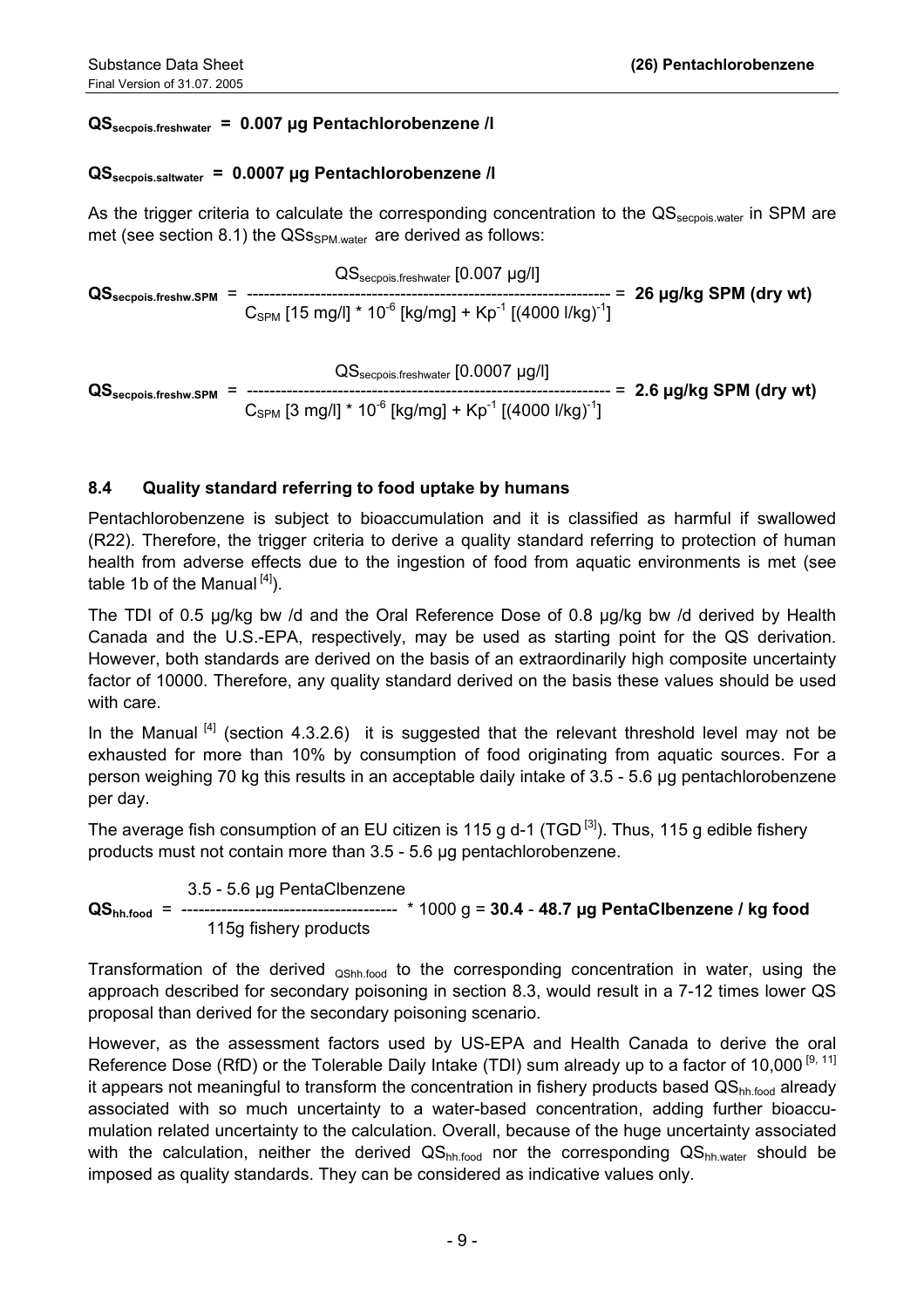**$QS_{secpois.freshwater}$ = 0.007 µg Pentachlorobenzene /l**

**$QS_{secpois.saltwater}$ = 0.0007 µg Pentachlorobenzene /l**

As the trigger criteria to calculate the corresponding concentration to the $QS_{secpois.water}$ in SPM are met (see section 8.1) the $QSs_{SPM.water}$ are derived as follows:

$$QS_{secpois.freshw.SPM} = \frac{QS_{secpois.freshwater}\ [0.007\ \mu g/l]}{C_{SPM}\ [15\ mg/l] * 10^{-6}\ [kg/mg] + Kp^{-1}\ [(4000\ l/kg)^{-1}]} = \mathbf{26\ \mu g/kg\ SPM\ (dry\ wt)}$$

$$QS_{secpois.freshw.SPM} = \frac{QS_{secpois.freshwater}\ [0.0007\ \mu g/l]}{C_{SPM}\ [3\ mg/l] * 10^{-6}\ [kg/mg] + Kp^{-1}\ [(4000\ l/kg)^{-1}]} = \mathbf{2.6\ \mu g/kg\ SPM\ (dry\ wt)}$$

### 8.4 Quality standard referring to food uptake by humans

Pentachlorobenzene is subject to bioaccumulation and it is classified as harmful if swallowed (R22). Therefore, the trigger criteria to derive a quality standard referring to protection of human health from adverse effects due to the ingestion of food from aquatic environments is met (see table 1b of the Manual [4]).

The TDI of 0.5 µg/kg bw /d and the Oral Reference Dose of 0.8 µg/kg bw /d derived by Health Canada and the U.S.-EPA, respectively, may be used as starting point for the QS derivation. However, both standards are derived on the basis of an extraordinarily high composite uncertainty factor of 10000. Therefore, any quality standard derived on the basis these values should be used with care.

In the Manual [4] (section 4.3.2.6) it is suggested that the relevant threshold level may not be exhausted for more than 10% by consumption of food originating from aquatic sources. For a person weighing 70 kg this results in an acceptable daily intake of 3.5 - 5.6 µg pentachlorobenzene per day.

The average fish consumption of an EU citizen is 115 g d-1 (TGD [3]). Thus, 115 g edible fishery products must not contain more than 3.5 - 5.6 µg pentachlorobenzene.

$$QS_{hh.food} = \frac{3.5 - 5.6\ \mu g\ \text{PentaClbenzene}}{115 g\ \text{fishery products}} * 1000\ g = \mathbf{30.4 - 48.7\ \mu g\ PentaClbenzene\ /\ kg\ food}$$

Transformation of the derived $_{QShh.food}$ to the corresponding concentration in water, using the approach described for secondary poisoning in section 8.3, would result in a 7-12 times lower QS proposal than derived for the secondary poisoning scenario.

However, as the assessment factors used by US-EPA and Health Canada to derive the oral Reference Dose (RfD) or the Tolerable Daily Intake (TDI) sum already up to a factor of 10,000 [9, 11] it appears not meaningful to transform the concentration in fishery products based $QS_{hh.food}$ already associated with so much uncertainty to a water-based concentration, adding further bioaccumulation related uncertainty to the calculation. Overall, because of the huge uncertainty associated with the calculation, neither the derived $QS_{hh.food}$ nor the corresponding $QS_{hh.water}$ should be imposed as quality standards. They can be considered as indicative values only.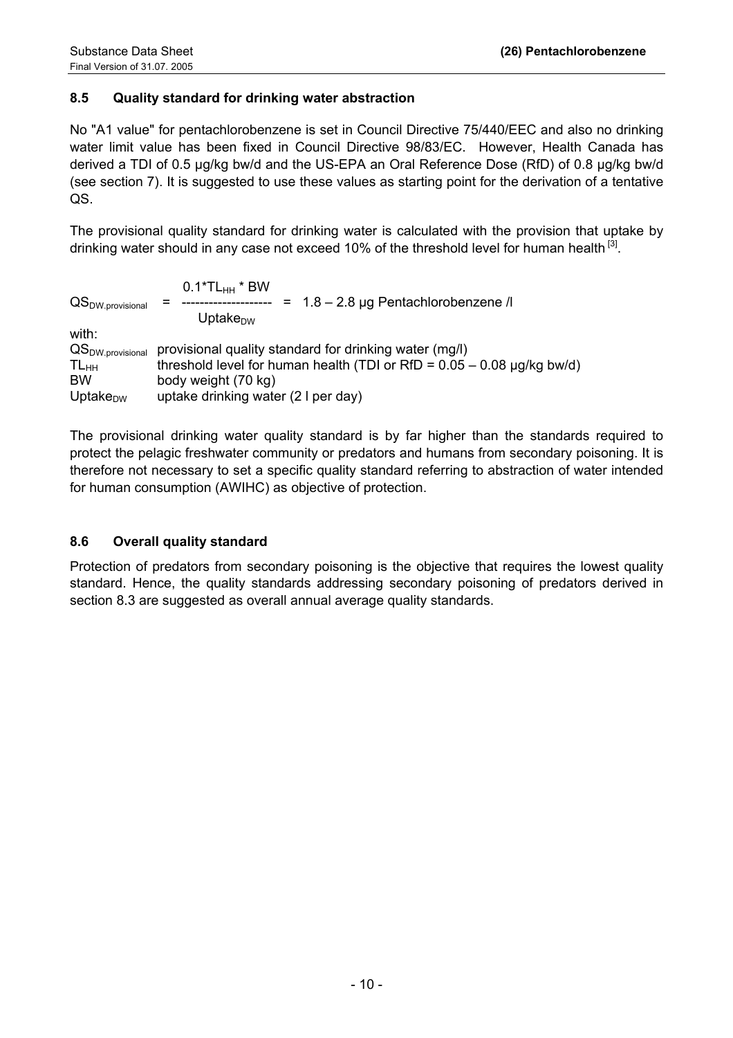## 8.5 Quality standard for drinking water abstraction

No "A1 value" for pentachlorobenzene is set in Council Directive 75/440/EEC and also no drinking water limit value has been fixed in Council Directive 98/83/EC. However, Health Canada has derived a TDI of 0.5 µg/kg bw/d and the US-EPA an Oral Reference Dose (RfD) of 0.8 µg/kg bw/d (see section 7). It is suggested to use these values as starting point for the derivation of a tentative QS.

The provisional quality standard for drinking water is calculated with the provision that uptake by drinking water should in any case not exceed 10% of the threshold level for human health [3].

$$QS_{DW.provisional} = \frac{0.1 * TL_{HH} * BW}{Uptake_{DW}} = 1.8 - 2.8 \text{ µg Pentachlorobenzene /l}$$

with:

$QS_{DW.provisional}$ provisional quality standard for drinking water (mg/l)
$TL_{HH}$ threshold level for human health (TDI or RfD = 0.05 – 0.08 µg/kg bw/d)
BW body weight (70 kg)
$Uptake_{DW}$ uptake drinking water (2 l per day)

The provisional drinking water quality standard is by far higher than the standards required to protect the pelagic freshwater community or predators and humans from secondary poisoning. It is therefore not necessary to set a specific quality standard referring to abstraction of water intended for human consumption (AWIHC) as objective of protection.

## 8.6 Overall quality standard

Protection of predators from secondary poisoning is the objective that requires the lowest quality standard. Hence, the quality standards addressing secondary poisoning of predators derived in section 8.3 are suggested as overall annual average quality standards.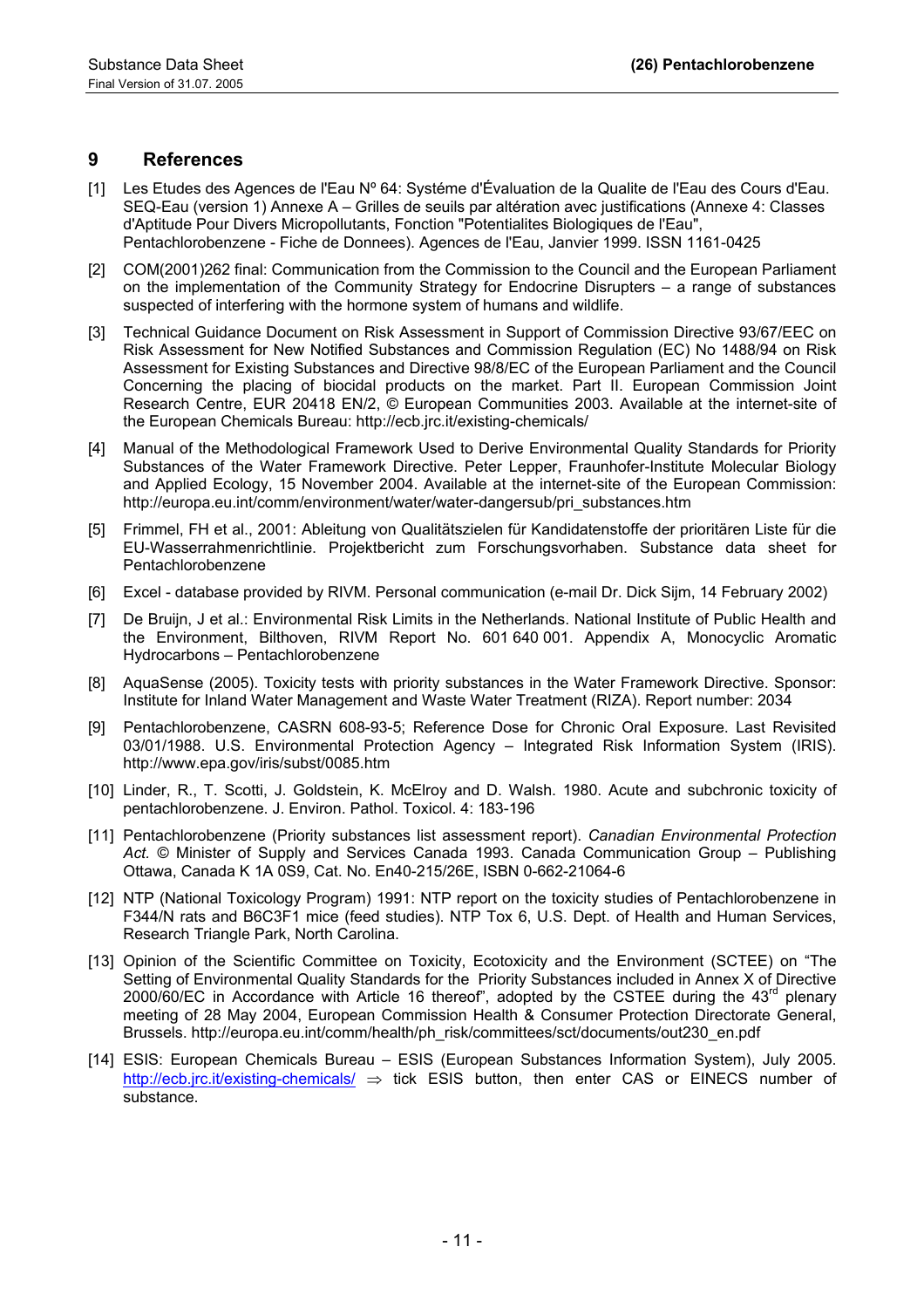## 9 References

[1] Les Etudes des Agences de l'Eau Nº 64: Systéme d'Évaluation de la Qualite de l'Eau des Cours d'Eau. SEQ-Eau (version 1) Annexe A – Grilles de seuils par altération avec justifications (Annexe 4: Classes d'Aptitude Pour Divers Micropollutants, Fonction "Potentialites Biologiques de l'Eau", Pentachlorobenzene - Fiche de Donnees). Agences de l'Eau, Janvier 1999. ISSN 1161-0425

[2] COM(2001)262 final: Communication from the Commission to the Council and the European Parliament on the implementation of the Community Strategy for Endocrine Disrupters – a range of substances suspected of interfering with the hormone system of humans and wildlife.

[3] Technical Guidance Document on Risk Assessment in Support of Commission Directive 93/67/EEC on Risk Assessment for New Notified Substances and Commission Regulation (EC) No 1488/94 on Risk Assessment for Existing Substances and Directive 98/8/EC of the European Parliament and the Council Concerning the placing of biocidal products on the market. Part II. European Commission Joint Research Centre, EUR 20418 EN/2, © European Communities 2003. Available at the internet-site of the European Chemicals Bureau: http://ecb.jrc.it/existing-chemicals/

[4] Manual of the Methodological Framework Used to Derive Environmental Quality Standards for Priority Substances of the Water Framework Directive. Peter Lepper, Fraunhofer-Institute Molecular Biology and Applied Ecology, 15 November 2004. Available at the internet-site of the European Commission: http://europa.eu.int/comm/environment/water/water-dangersub/pri_substances.htm

[5] Frimmel, FH et al., 2001: Ableitung von Qualitätszielen für Kandidatenstoffe der prioritären Liste für die EU-Wasserrahmenrichtlinie. Projektbericht zum Forschungsvorhaben. Substance data sheet for Pentachlorobenzene

[6] Excel - database provided by RIVM. Personal communication (e-mail Dr. Dick Sijm, 14 February 2002)

[7] De Bruijn, J et al.: Environmental Risk Limits in the Netherlands. National Institute of Public Health and the Environment, Bilthoven, RIVM Report No. 601 640 001. Appendix A, Monocyclic Aromatic Hydrocarbons – Pentachlorobenzene

[8] AquaSense (2005). Toxicity tests with priority substances in the Water Framework Directive. Sponsor: Institute for Inland Water Management and Waste Water Treatment (RIZA). Report number: 2034

[9] Pentachlorobenzene, CASRN 608-93-5; Reference Dose for Chronic Oral Exposure. Last Revisited 03/01/1988. U.S. Environmental Protection Agency – Integrated Risk Information System (IRIS). http://www.epa.gov/iris/subst/0085.htm

[10] Linder, R., T. Scotti, J. Goldstein, K. McElroy and D. Walsh. 1980. Acute and subchronic toxicity of pentachlorobenzene. J. Environ. Pathol. Toxicol. 4: 183-196

[11] Pentachlorobenzene (Priority substances list assessment report). *Canadian Environmental Protection Act.* © Minister of Supply and Services Canada 1993. Canada Communication Group – Publishing Ottawa, Canada K 1A 0S9, Cat. No. En40-215/26E, ISBN 0-662-21064-6

[12] NTP (National Toxicology Program) 1991: NTP report on the toxicity studies of Pentachlorobenzene in F344/N rats and B6C3F1 mice (feed studies). NTP Tox 6, U.S. Dept. of Health and Human Services, Research Triangle Park, North Carolina.

[13] Opinion of the Scientific Committee on Toxicity, Ecotoxicity and the Environment (SCTEE) on "The Setting of Environmental Quality Standards for the Priority Substances included in Annex X of Directive 2000/60/EC in Accordance with Article 16 thereof", adopted by the CSTEE during the 43rd plenary meeting of 28 May 2004, European Commission Health & Consumer Protection Directorate General, Brussels. http://europa.eu.int/comm/health/ph_risk/committees/sct/documents/out230_en.pdf

[14] ESIS: European Chemicals Bureau – ESIS (European Substances Information System), July 2005. http://ecb.jrc.it/existing-chemicals/ ⇒ tick ESIS button, then enter CAS or EINECS number of substance.